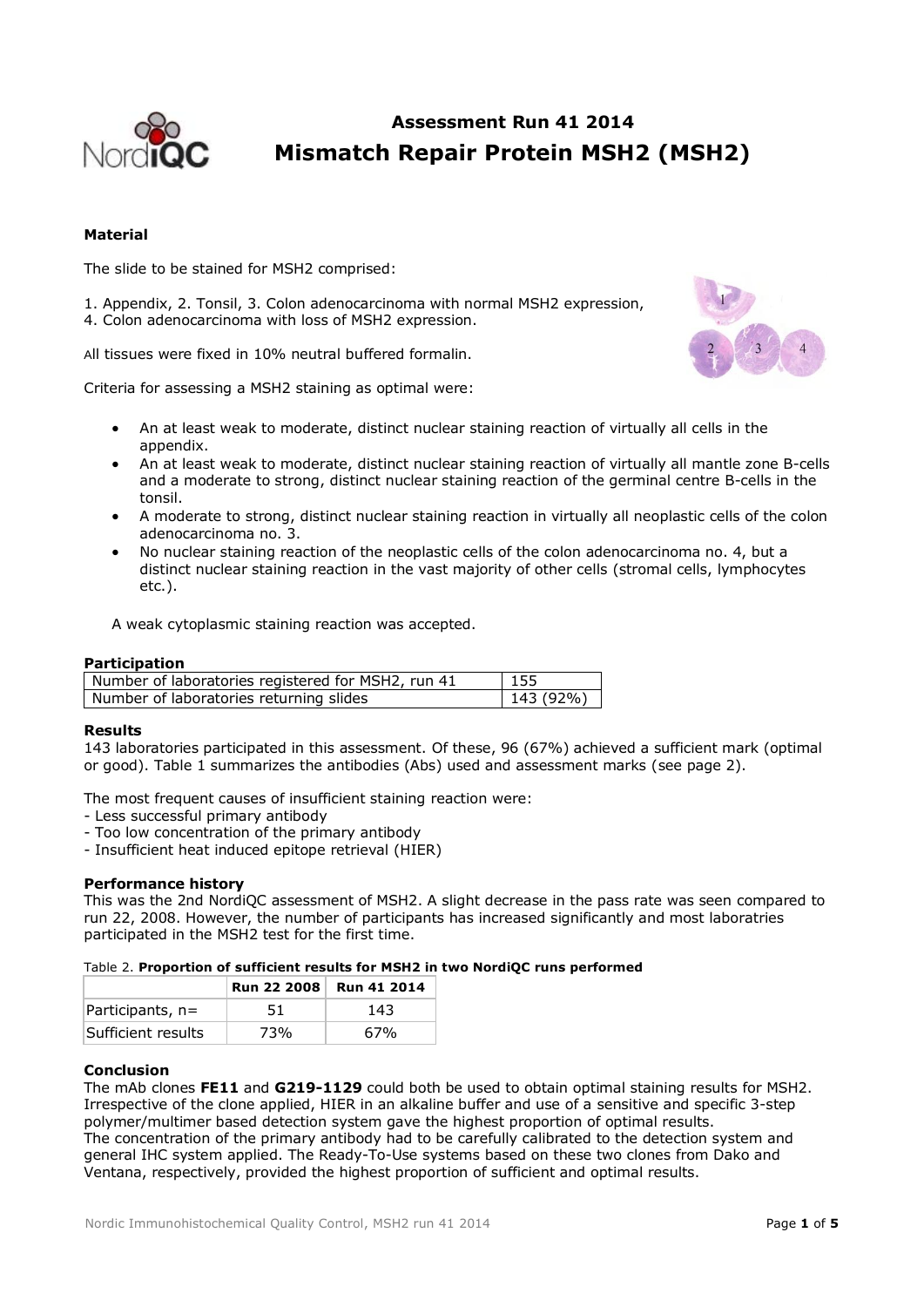# Assessment Run 41 2014

# Mismatch Repair Protein MSH2 (MSH2)

### Material

The slide to be stained for MSH2 comprised:

1. Appendix, 2. Tonsil, 3. Colon adenocarcinoma with normal MSH2 expression,
4. Colon adenocarcinoma with loss of MSH2 expression.

All tissues were fixed in 10% neutral buffered formalin.

Criteria for assessing a MSH2 staining as optimal were:

- An at least weak to moderate, distinct nuclear staining reaction of virtually all cells in the appendix.
- An at least weak to moderate, distinct nuclear staining reaction of virtually all mantle zone B-cells and a moderate to strong, distinct nuclear staining reaction of the germinal centre B-cells in the tonsil.
- A moderate to strong, distinct nuclear staining reaction in virtually all neoplastic cells of the colon adenocarcinoma no. 3.
- No nuclear staining reaction of the neoplastic cells of the colon adenocarcinoma no. 4, but a distinct nuclear staining reaction in the vast majority of other cells (stromal cells, lymphocytes etc.).

A weak cytoplasmic staining reaction was accepted.

### Participation

| | |
|---|---|
| Number of laboratories registered for MSH2, run 41 | 155 |
| Number of laboratories returning slides | 143 (92%) |

### Results

143 laboratories participated in this assessment. Of these, 96 (67%) achieved a sufficient mark (optimal or good). Table 1 summarizes the antibodies (Abs) used and assessment marks (see page 2).

The most frequent causes of insufficient staining reaction were:
- Less successful primary antibody
- Too low concentration of the primary antibody
- Insufficient heat induced epitope retrieval (HIER)

### Performance history

This was the 2nd NordiQC assessment of MSH2. A slight decrease in the pass rate was seen compared to run 22, 2008. However, the number of participants has increased significantly and most laboratries participated in the MSH2 test for the first time.

Table 2. **Proportion of sufficient results for MSH2 in two NordiQC runs performed**

| | Run 22 2008 | Run 41 2014 |
|---|---|---|
| Participants, n= | 51 | 143 |
| Sufficient results | 73% | 67% |

### Conclusion

The mAb clones **FE11** and **G219-1129** could both be used to obtain optimal staining results for MSH2. Irrespective of the clone applied, HIER in an alkaline buffer and use of a sensitive and specific 3-step polymer/multimer based detection system gave the highest proportion of optimal results.
The concentration of the primary antibody had to be carefully calibrated to the detection system and general IHC system applied. The Ready-To-Use systems based on these two clones from Dako and Ventana, respectively, provided the highest proportion of sufficient and optimal results.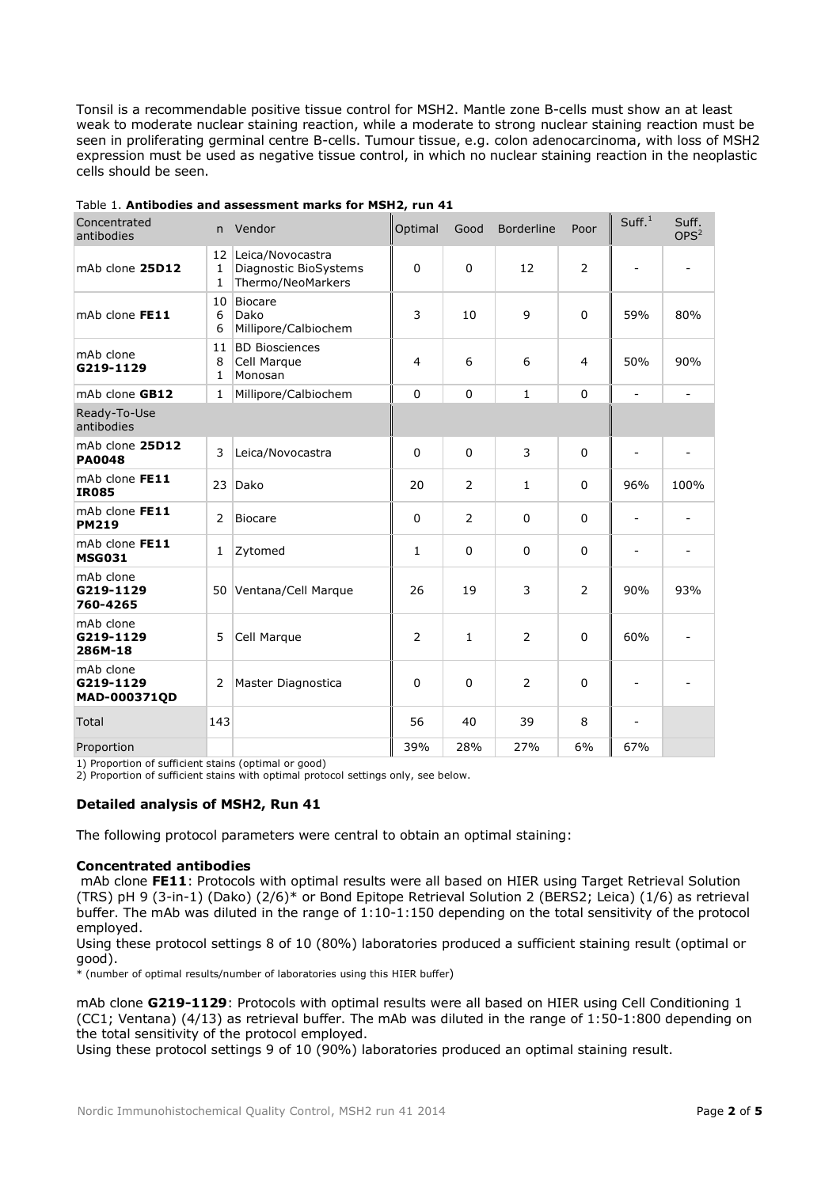Tonsil is a recommendable positive tissue control for MSH2. Mantle zone B-cells must show an at least weak to moderate nuclear staining reaction, while a moderate to strong nuclear staining reaction must be seen in proliferating germinal centre B-cells. Tumour tissue, e.g. colon adenocarcinoma, with loss of MSH2 expression must be used as negative tissue control, in which no nuclear staining reaction in the neoplastic cells should be seen.

Table 1. **Antibodies and assessment marks for MSH2, run 41**

| Concentrated antibodies | n | Vendor | Optimal | Good | Borderline | Poor | Suff.[1] | Suff. OPS[2] |
|---|---|---|---|---|---|---|---|---|
| mAb clone **25D12** | 12<br>1<br>1 | Leica/Novocastra<br>Diagnostic BioSystems<br>Thermo/NeoMarkers | 0 | 0 | 12 | 2 | - | - |
| mAb clone **FE11** | 10<br>6<br>6 | Biocare<br>Dako<br>Millipore/Calbiochem | 3 | 10 | 9 | 0 | 59% | 80% |
| mAb clone **G219-1129** | 11<br>8<br>1 | BD Biosciences<br>Cell Marque<br>Monosan | 4 | 6 | 6 | 4 | 50% | 90% |
| mAb clone **GB12** | 1 | Millipore/Calbiochem | 0 | 0 | 1 | 0 | - | - |
| Ready-To-Use antibodies | | | | | | | | |
| mAb clone **25D12 PA0048** | 3 | Leica/Novocastra | 0 | 0 | 3 | 0 | - | - |
| mAb clone **FE11 IR085** | 23 | Dako | 20 | 2 | 1 | 0 | 96% | 100% |
| mAb clone **FE11 PM219** | 2 | Biocare | 0 | 2 | 0 | 0 | - | - |
| mAb clone **FE11 MSG031** | 1 | Zytomed | 1 | 0 | 0 | 0 | - | - |
| mAb clone **G219-1129 760-4265** | 50 | Ventana/Cell Marque | 26 | 19 | 3 | 2 | 90% | 93% |
| mAb clone **G219-1129 286M-18** | 5 | Cell Marque | 2 | 1 | 2 | 0 | 60% | - |
| mAb clone **G219-1129 MAD-000371QD** | 2 | Master Diagnostica | 0 | 0 | 2 | 0 | - | - |
| Total | 143 | | 56 | 40 | 39 | 8 | - | |
| Proportion | | | 39% | 28% | 27% | 6% | 67% | |

1) Proportion of sufficient stains (optimal or good)
2) Proportion of sufficient stains with optimal protocol settings only, see below.

### Detailed analysis of MSH2, Run 41

The following protocol parameters were central to obtain an optimal staining:

#### Concentrated antibodies

mAb clone **FE11**: Protocols with optimal results were all based on HIER using Target Retrieval Solution (TRS) pH 9 (3-in-1) (Dako) (2/6)* or Bond Epitope Retrieval Solution 2 (BERS2; Leica) (1/6) as retrieval buffer. The mAb was diluted in the range of 1:10-1:150 depending on the total sensitivity of the protocol employed.
Using these protocol settings 8 of 10 (80%) laboratories produced a sufficient staining result (optimal or good).

\* (number of optimal results/number of laboratories using this HIER buffer)

mAb clone **G219-1129**: Protocols with optimal results were all based on HIER using Cell Conditioning 1 (CC1; Ventana) (4/13) as retrieval buffer. The mAb was diluted in the range of 1:50-1:800 depending on the total sensitivity of the protocol employed.
Using these protocol settings 9 of 10 (90%) laboratories produced an optimal staining result.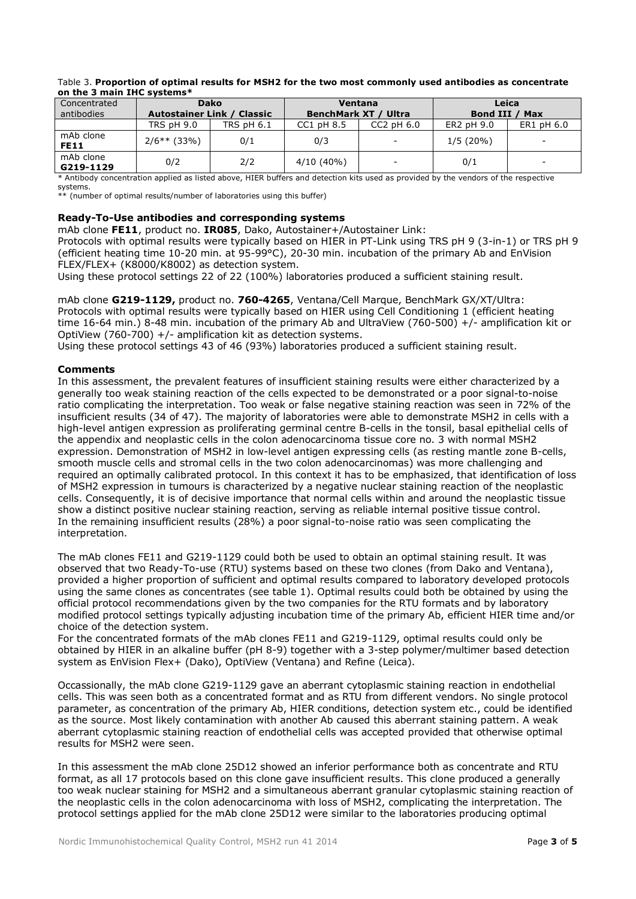Table 3. **Proportion of optimal results for MSH2 for the two most commonly used antibodies as concentrate on the 3 main IHC systems***

| Concentrated antibodies | Dako Autostainer Link / Classic | | Ventana BenchMark XT / Ultra | | Leica Bond III / Max | |
|---|---|---|---|---|---|---|
| | TRS pH 9.0 | TRS pH 6.1 | CC1 pH 8.5 | CC2 pH 6.0 | ER2 pH 9.0 | ER1 pH 6.0 |
| mAb clone **FE11** | 2/6** (33%) | 0/1 | 0/3 | - | 1/5 (20%) | - |
| mAb clone **G219-1129** | 0/2 | 2/2 | 4/10 (40%) | - | 0/1 | - |

* Antibody concentration applied as listed above, HIER buffers and detection kits used as provided by the vendors of the respective systems.
** (number of optimal results/number of laboratories using this buffer)

### Ready-To-Use antibodies and corresponding systems

mAb clone **FE11**, product no. **IR085**, Dako, Autostainer+/Autostainer Link:
Protocols with optimal results were typically based on HIER in PT-Link using TRS pH 9 (3-in-1) or TRS pH 9 (efficient heating time 10-20 min. at 95-99°C), 20-30 min. incubation of the primary Ab and EnVision FLEX/FLEX+ (K8000/K8002) as detection system.
Using these protocol settings 22 of 22 (100%) laboratories produced a sufficient staining result.

mAb clone **G219-1129,** product no. **760-4265**, Ventana/Cell Marque, BenchMark GX/XT/Ultra:
Protocols with optimal results were typically based on HIER using Cell Conditioning 1 (efficient heating time 16-64 min.) 8-48 min. incubation of the primary Ab and UltraView (760-500) +/- amplification kit or OptiView (760-700) +/- amplification kit as detection systems.
Using these protocol settings 43 of 46 (93%) laboratories produced a sufficient staining result.

### Comments

In this assessment, the prevalent features of insufficient staining results were either characterized by a generally too weak staining reaction of the cells expected to be demonstrated or a poor signal-to-noise ratio complicating the interpretation. Too weak or false negative staining reaction was seen in 72% of the insufficient results (34 of 47). The majority of laboratories were able to demonstrate MSH2 in cells with a high-level antigen expression as proliferating germinal centre B-cells in the tonsil, basal epithelial cells of the appendix and neoplastic cells in the colon adenocarcinoma tissue core no. 3 with normal MSH2 expression. Demonstration of MSH2 in low-level antigen expressing cells (as resting mantle zone B-cells, smooth muscle cells and stromal cells in the two colon adenocarcinomas) was more challenging and required an optimally calibrated protocol. In this context it has to be emphasized, that identification of loss of MSH2 expression in tumours is characterized by a negative nuclear staining reaction of the neoplastic cells. Consequently, it is of decisive importance that normal cells within and around the neoplastic tissue show a distinct positive nuclear staining reaction, serving as reliable internal positive tissue control.
In the remaining insufficient results (28%) a poor signal-to-noise ratio was seen complicating the interpretation.

The mAb clones FE11 and G219-1129 could both be used to obtain an optimal staining result. It was observed that two Ready-To-use (RTU) systems based on these two clones (from Dako and Ventana), provided a higher proportion of sufficient and optimal results compared to laboratory developed protocols using the same clones as concentrates (see table 1). Optimal results could both be obtained by using the official protocol recommendations given by the two companies for the RTU formats and by laboratory modified protocol settings typically adjusting incubation time of the primary Ab, efficient HIER time and/or choice of the detection system.
For the concentrated formats of the mAb clones FE11 and G219-1129, optimal results could only be obtained by HIER in an alkaline buffer (pH 8-9) together with a 3-step polymer/multimer based detection system as EnVision Flex+ (Dako), OptiView (Ventana) and Refine (Leica).

Occassionally, the mAb clone G219-1129 gave an aberrant cytoplasmic staining reaction in endothelial cells. This was seen both as a concentrated format and as RTU from different vendors. No single protocol parameter, as concentration of the primary Ab, HIER conditions, detection system etc., could be identified as the source. Most likely contamination with another Ab caused this aberrant staining pattern. A weak aberrant cytoplasmic staining reaction of endothelial cells was accepted provided that otherwise optimal results for MSH2 were seen.

In this assessment the mAb clone 25D12 showed an inferior performance both as concentrate and RTU format, as all 17 protocols based on this clone gave insufficient results. This clone produced a generally too weak nuclear staining for MSH2 and a simultaneous aberrant granular cytoplasmic staining reaction of the neoplastic cells in the colon adenocarcinoma with loss of MSH2, complicating the interpretation. The protocol settings applied for the mAb clone 25D12 were similar to the laboratories producing optimal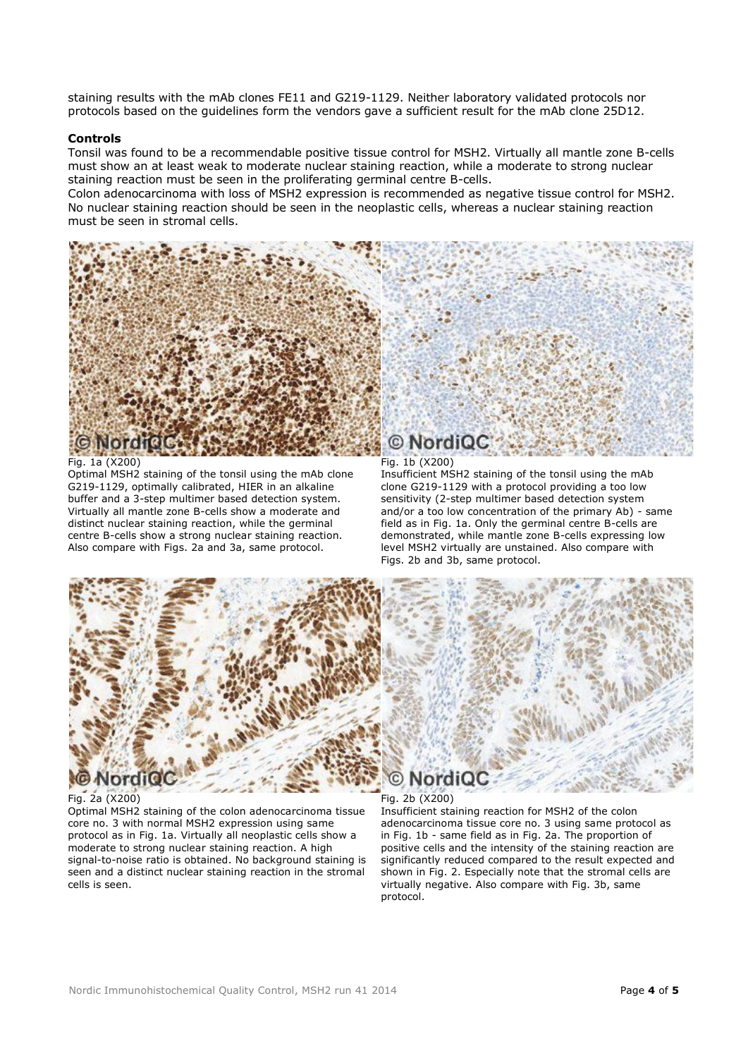staining results with the mAb clones FE11 and G219-1129. Neither laboratory validated protocols nor protocols based on the guidelines form the vendors gave a sufficient result for the mAb clone 25D12.

**Controls**

Tonsil was found to be a recommendable positive tissue control for MSH2. Virtually all mantle zone B-cells must show an at least weak to moderate nuclear staining reaction, while a moderate to strong nuclear staining reaction must be seen in the proliferating germinal centre B-cells.

Colon adenocarcinoma with loss of MSH2 expression is recommended as negative tissue control for MSH2. No nuclear staining reaction should be seen in the neoplastic cells, whereas a nuclear staining reaction must be seen in stromal cells.

Fig. 1a (X200)
Optimal MSH2 staining of the tonsil using the mAb clone G219-1129, optimally calibrated, HIER in an alkaline buffer and a 3-step multimer based detection system. Virtually all mantle zone B-cells show a moderate and distinct nuclear staining reaction, while the germinal centre B-cells show a strong nuclear staining reaction. Also compare with Figs. 2a and 3a, same protocol.

Fig. 1b (X200)
Insufficient MSH2 staining of the tonsil using the mAb clone G219-1129 with a protocol providing a too low sensitivity (2-step multimer based detection system and/or a too low concentration of the primary Ab) - same field as in Fig. 1a. Only the germinal centre B-cells are demonstrated, while mantle zone B-cells expressing low level MSH2 virtually are unstained. Also compare with Figs. 2b and 3b, same protocol.

Fig. 2a (X200)
Optimal MSH2 staining of the colon adenocarcinoma tissue core no. 3 with normal MSH2 expression using same protocol as in Fig. 1a. Virtually all neoplastic cells show a moderate to strong nuclear staining reaction. A high signal-to-noise ratio is obtained. No background staining is seen and a distinct nuclear staining reaction in the stromal cells is seen.

Fig. 2b (X200)
Insufficient staining reaction for MSH2 of the colon adenocarcinoma tissue core no. 3 using same protocol as in Fig. 1b - same field as in Fig. 2a. The proportion of positive cells and the intensity of the staining reaction are significantly reduced compared to the result expected and shown in Fig. 2. Especially note that the stromal cells are virtually negative. Also compare with Fig. 3b, same protocol.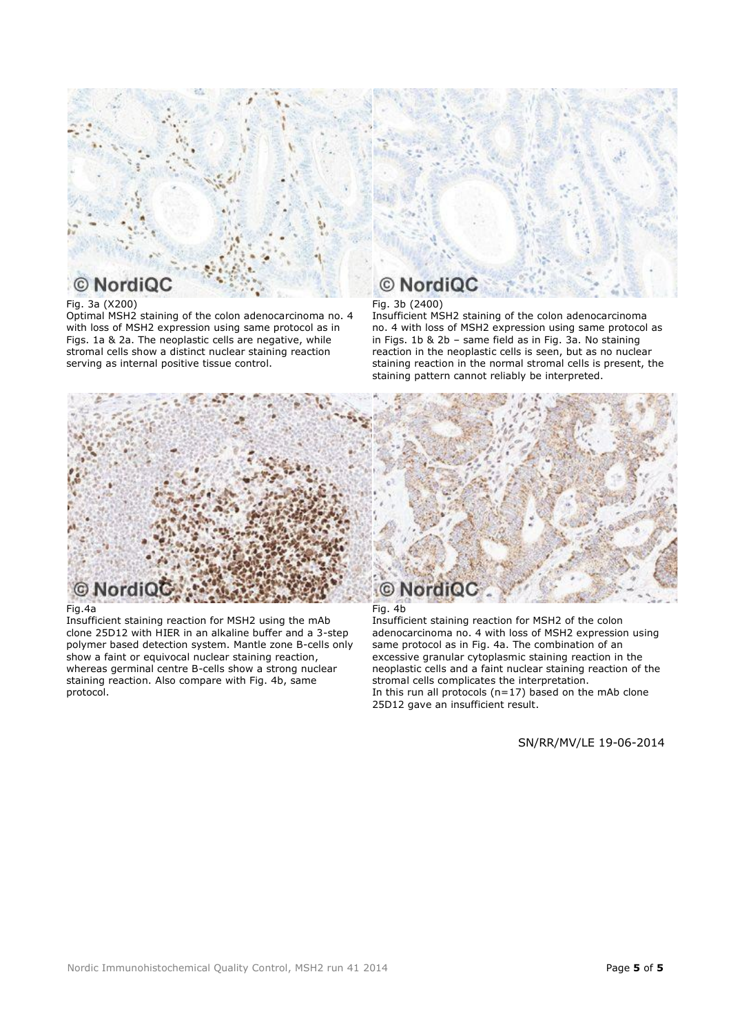Fig. 3a (X200)
Optimal MSH2 staining of the colon adenocarcinoma no. 4 with loss of MSH2 expression using same protocol as in Figs. 1a & 2a. The neoplastic cells are negative, while stromal cells show a distinct nuclear staining reaction serving as internal positive tissue control.

Fig. 3b (2400)
Insufficient MSH2 staining of the colon adenocarcinoma no. 4 with loss of MSH2 expression using same protocol as in Figs. 1b & 2b – same field as in Fig. 3a. No staining reaction in the neoplastic cells is seen, but as no nuclear staining reaction in the normal stromal cells is present, the staining pattern cannot reliably be interpreted.

Fig.4a
Insufficient staining reaction for MSH2 using the mAb clone 25D12 with HIER in an alkaline buffer and a 3-step polymer based detection system. Mantle zone B-cells only show a faint or equivocal nuclear staining reaction, whereas germinal centre B-cells show a strong nuclear staining reaction. Also compare with Fig. 4b, same protocol.

Fig. 4b
Insufficient staining reaction for MSH2 of the colon adenocarcinoma no. 4 with loss of MSH2 expression using same protocol as in Fig. 4a. The combination of an excessive granular cytoplasmic staining reaction in the neoplastic cells and a faint nuclear staining reaction of the stromal cells complicates the interpretation.
In this run all protocols (n=17) based on the mAb clone 25D12 gave an insufficient result.

SN/RR/MV/LE 19-06-2014